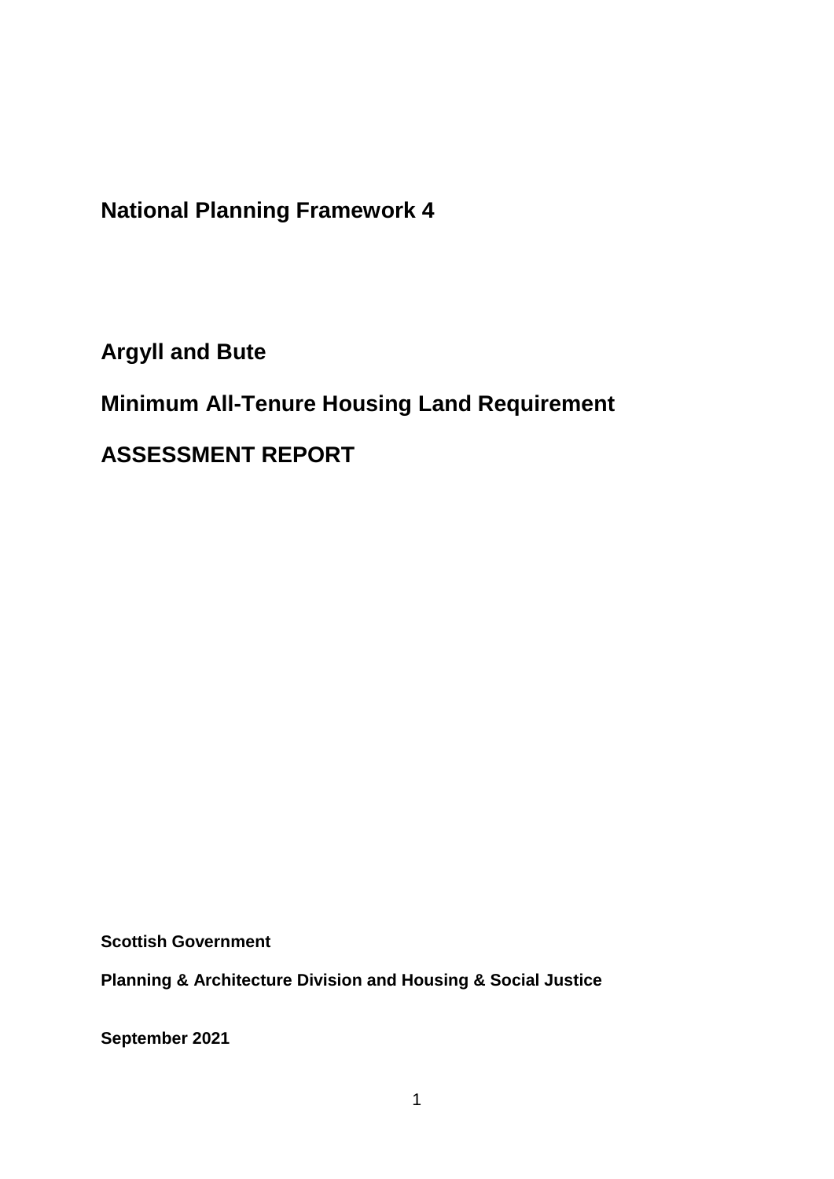# National Planning Framework 4

## Argyll and Bute

## Minimum All-Tenure Housing Land Requirement

## ASSESSMENT REPORT

**Scottish Government**

**Planning & Architecture Division and Housing & Social Justice**

**September 2021**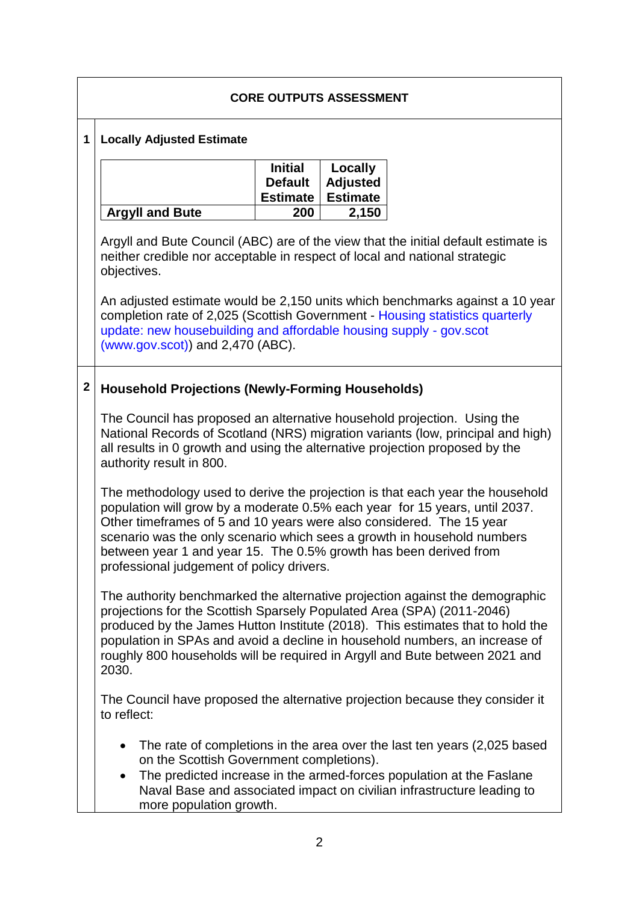## CORE OUTPUTS ASSESSMENT

### 1 Locally Adjusted Estimate

| | Initial Default Estimate | Locally Adjusted Estimate |
|---|---|---|
| **Argyll and Bute** | **200** | **2,150** |

Argyll and Bute Council (ABC) are of the view that the initial default estimate is neither credible nor acceptable in respect of local and national strategic objectives.

An adjusted estimate would be 2,150 units which benchmarks against a 10 year completion rate of 2,025 (Scottish Government - Housing statistics quarterly update: new housebuilding and affordable housing supply - gov.scot (www.gov.scot)) and 2,470 (ABC).

### 2 Household Projections (Newly-Forming Households)

The Council has proposed an alternative household projection. Using the National Records of Scotland (NRS) migration variants (low, principal and high) all results in 0 growth and using the alternative projection proposed by the authority result in 800.

The methodology used to derive the projection is that each year the household population will grow by a moderate 0.5% each year for 15 years, until 2037. Other timeframes of 5 and 10 years were also considered. The 15 year scenario was the only scenario which sees a growth in household numbers between year 1 and year 15. The 0.5% growth has been derived from professional judgement of policy drivers.

The authority benchmarked the alternative projection against the demographic projections for the Scottish Sparsely Populated Area (SPA) (2011-2046) produced by the James Hutton Institute (2018). This estimates that to hold the population in SPAs and avoid a decline in household numbers, an increase of roughly 800 households will be required in Argyll and Bute between 2021 and 2030.

The Council have proposed the alternative projection because they consider it to reflect:

- The rate of completions in the area over the last ten years (2,025 based on the Scottish Government completions).
- The predicted increase in the armed-forces population at the Faslane Naval Base and associated impact on civilian infrastructure leading to more population growth.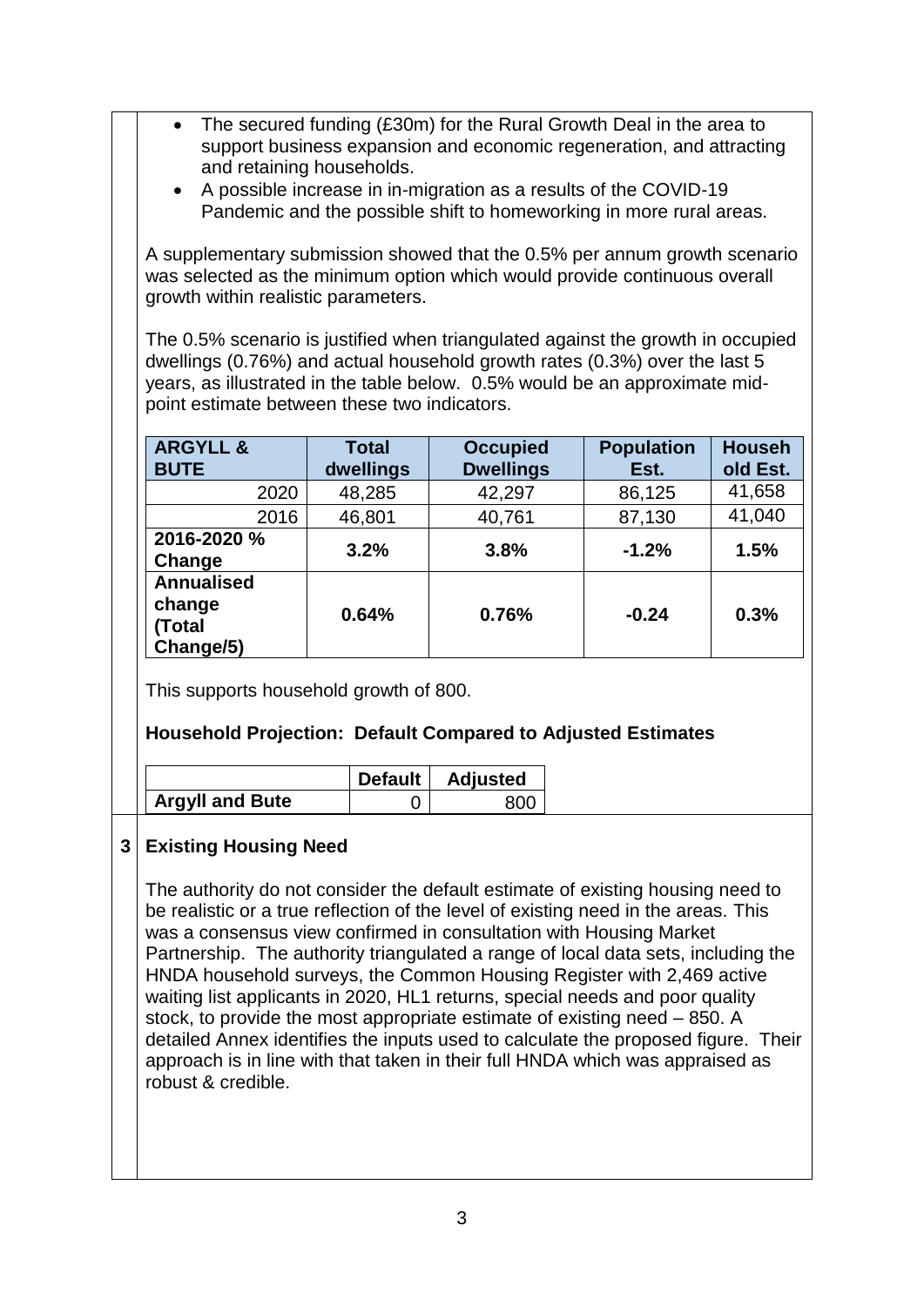- The secured funding (£30m) for the Rural Growth Deal in the area to support business expansion and economic regeneration, and attracting and retaining households.
- A possible increase in in-migration as a results of the COVID-19 Pandemic and the possible shift to homeworking in more rural areas.

A supplementary submission showed that the 0.5% per annum growth scenario was selected as the minimum option which would provide continuous overall growth within realistic parameters.

The 0.5% scenario is justified when triangulated against the growth in occupied dwellings (0.76%) and actual household growth rates (0.3%) over the last 5 years, as illustrated in the table below. 0.5% would be an approximate mid-point estimate between these two indicators.

| ARGYLL & BUTE | Total dwellings | Occupied Dwellings | Population Est. | Household Est. |
|---|---|---|---|---|
| 2020 | 48,285 | 42,297 | 86,125 | 41,658 |
| 2016 | 46,801 | 40,761 | 87,130 | 41,040 |
| **2016-2020 % Change** | **3.2%** | **3.8%** | **-1.2%** | **1.5%** |
| **Annualised change (Total Change/5)** | **0.64%** | **0.76%** | **-0.24** | **0.3%** |

This supports household growth of 800.

**Household Projection: Default Compared to Adjusted Estimates**

| | Default | Adjusted |
|---|---|---|
| **Argyll and Bute** | 0 | 800 |

## 3 Existing Housing Need

The authority do not consider the default estimate of existing housing need to be realistic or a true reflection of the level of existing need in the areas. This was a consensus view confirmed in consultation with Housing Market Partnership. The authority triangulated a range of local data sets, including the HNDA household surveys, the Common Housing Register with 2,469 active waiting list applicants in 2020, HL1 returns, special needs and poor quality stock, to provide the most appropriate estimate of existing need – 850. A detailed Annex identifies the inputs used to calculate the proposed figure. Their approach is in line with that taken in their full HNDA which was appraised as robust & credible.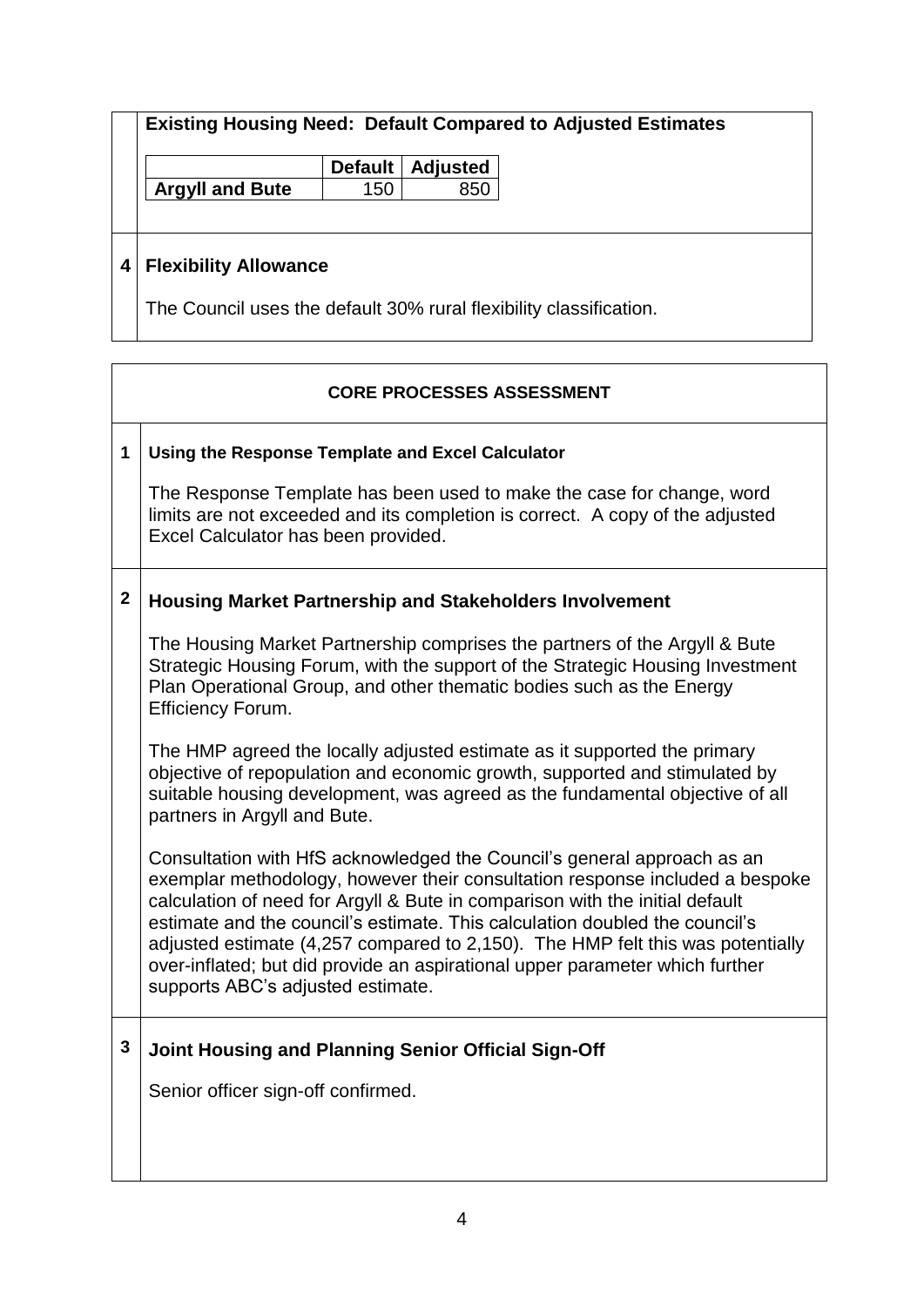**Existing Housing Need: Default Compared to Adjusted Estimates**

| | Default | Adjusted |
|---|---|---|
| **Argyll and Bute** | 150 | 850 |

**4 Flexibility Allowance**

The Council uses the default 30% rural flexibility classification.

## CORE PROCESSES ASSESSMENT

**1 Using the Response Template and Excel Calculator**

The Response Template has been used to make the case for change, word limits are not exceeded and its completion is correct. A copy of the adjusted Excel Calculator has been provided.

**2 Housing Market Partnership and Stakeholders Involvement**

The Housing Market Partnership comprises the partners of the Argyll & Bute Strategic Housing Forum, with the support of the Strategic Housing Investment Plan Operational Group, and other thematic bodies such as the Energy Efficiency Forum.

The HMP agreed the locally adjusted estimate as it supported the primary objective of repopulation and economic growth, supported and stimulated by suitable housing development, was agreed as the fundamental objective of all partners in Argyll and Bute.

Consultation with HfS acknowledged the Council's general approach as an exemplar methodology, however their consultation response included a bespoke calculation of need for Argyll & Bute in comparison with the initial default estimate and the council's estimate. This calculation doubled the council's adjusted estimate (4,257 compared to 2,150). The HMP felt this was potentially over-inflated; but did provide an aspirational upper parameter which further supports ABC's adjusted estimate.

**3 Joint Housing and Planning Senior Official Sign-Off**

Senior officer sign-off confirmed.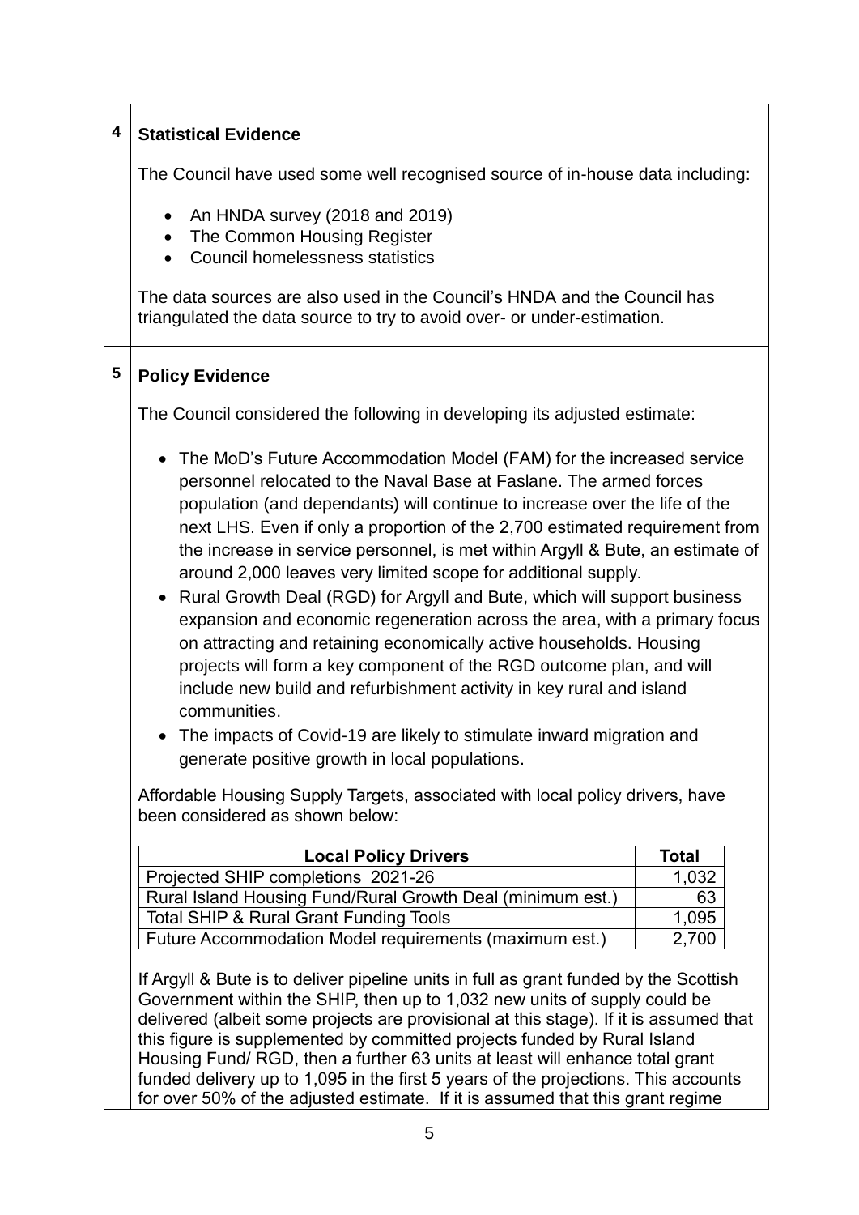## 4 Statistical Evidence

The Council have used some well recognised source of in-house data including:

- An HNDA survey (2018 and 2019)
- The Common Housing Register
- Council homelessness statistics

The data sources are also used in the Council's HNDA and the Council has triangulated the data source to try to avoid over- or under-estimation.

## 5 Policy Evidence

The Council considered the following in developing its adjusted estimate:

- The MoD's Future Accommodation Model (FAM) for the increased service personnel relocated to the Naval Base at Faslane. The armed forces population (and dependants) will continue to increase over the life of the next LHS. Even if only a proportion of the 2,700 estimated requirement from the increase in service personnel, is met within Argyll & Bute, an estimate of around 2,000 leaves very limited scope for additional supply.
- Rural Growth Deal (RGD) for Argyll and Bute, which will support business expansion and economic regeneration across the area, with a primary focus on attracting and retaining economically active households. Housing projects will form a key component of the RGD outcome plan, and will include new build and refurbishment activity in key rural and island communities.
- The impacts of Covid-19 are likely to stimulate inward migration and generate positive growth in local populations.

Affordable Housing Supply Targets, associated with local policy drivers, have been considered as shown below:

| Local Policy Drivers | Total |
|---|---|
| Projected SHIP completions 2021-26 | 1,032 |
| Rural Island Housing Fund/Rural Growth Deal (minimum est.) | 63 |
| Total SHIP & Rural Grant Funding Tools | 1,095 |
| Future Accommodation Model requirements (maximum est.) | 2,700 |

If Argyll & Bute is to deliver pipeline units in full as grant funded by the Scottish Government within the SHIP, then up to 1,032 new units of supply could be delivered (albeit some projects are provisional at this stage). If it is assumed that this figure is supplemented by committed projects funded by Rural Island Housing Fund/ RGD, then a further 63 units at least will enhance total grant funded delivery up to 1,095 in the first 5 years of the projections. This accounts for over 50% of the adjusted estimate. If it is assumed that this grant regime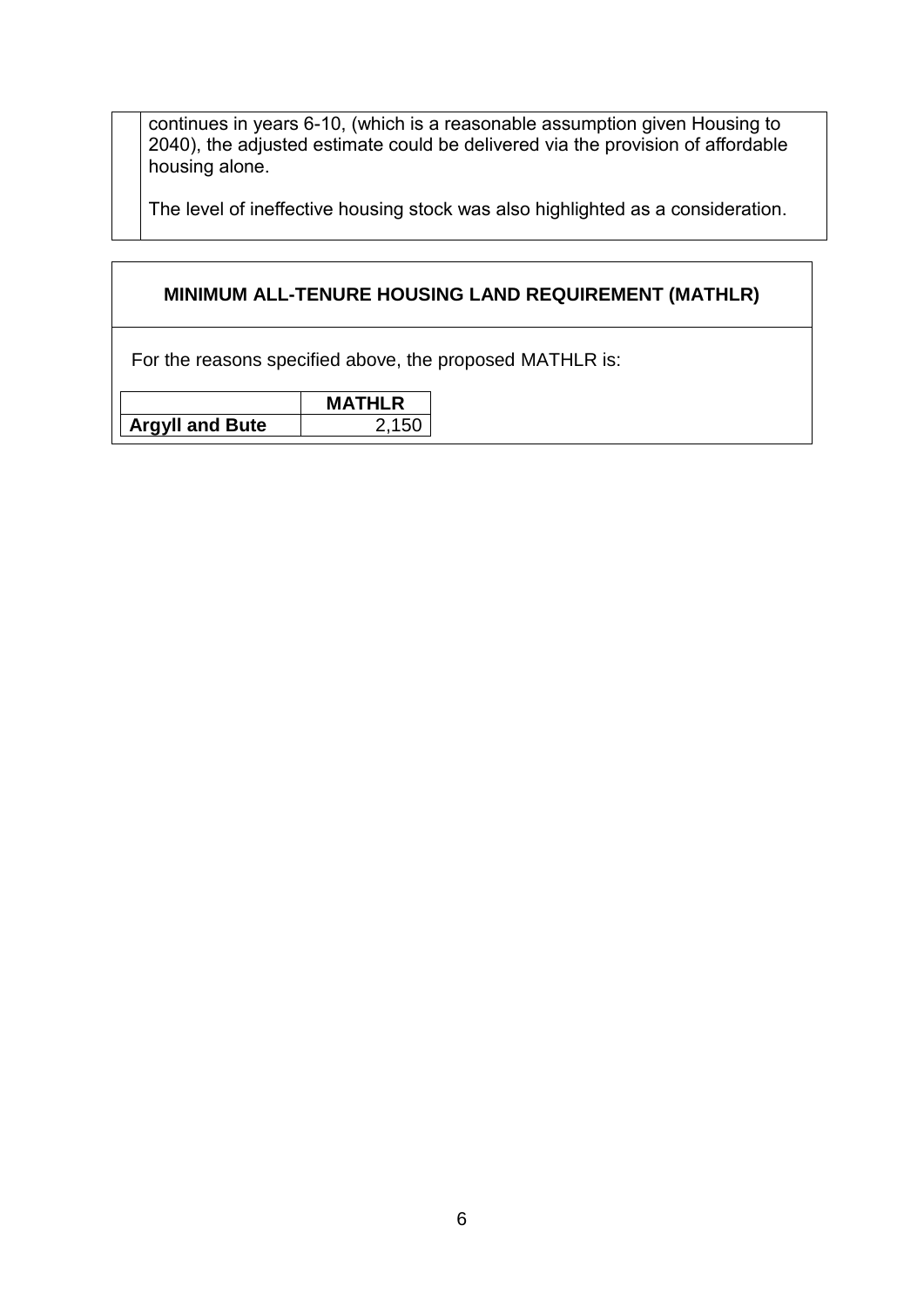continues in years 6-10, (which is a reasonable assumption given Housing to 2040), the adjusted estimate could be delivered via the provision of affordable housing alone.

The level of ineffective housing stock was also highlighted as a consideration.

## MINIMUM ALL-TENURE HOUSING LAND REQUIREMENT (MATHLR)

For the reasons specified above, the proposed MATHLR is:

| | MATHLR |
|---|---|
| **Argyll and Bute** | 2,150 |